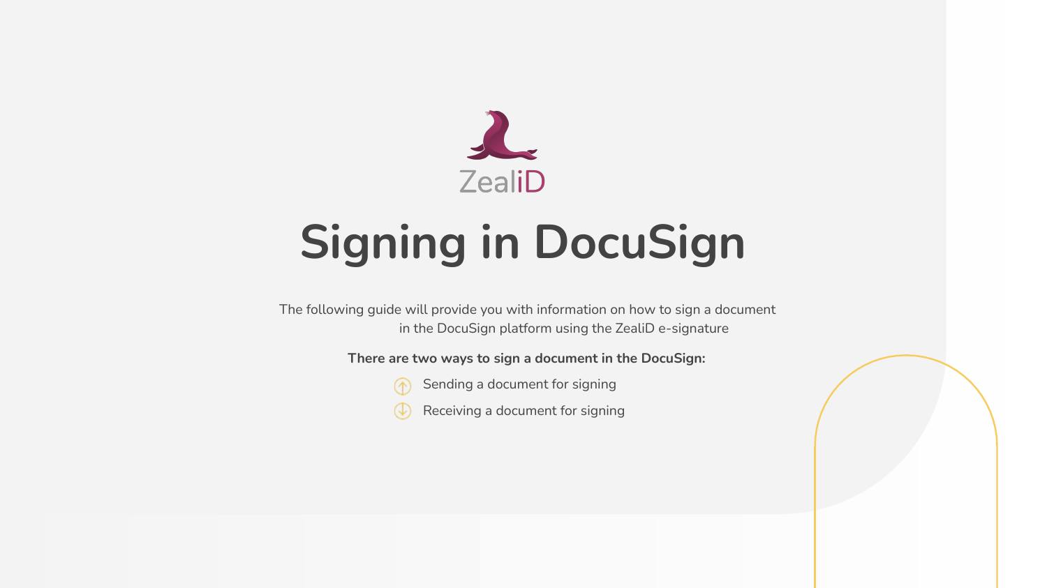ZealiD

# Signing in DocuSign

The following guide will provide you with information on how to sign a document in the DocuSign platform using the ZealiD e-signature

**There are two ways to sign a document in the DocuSign:**

- Sending a document for signing
- Receiving a document for signing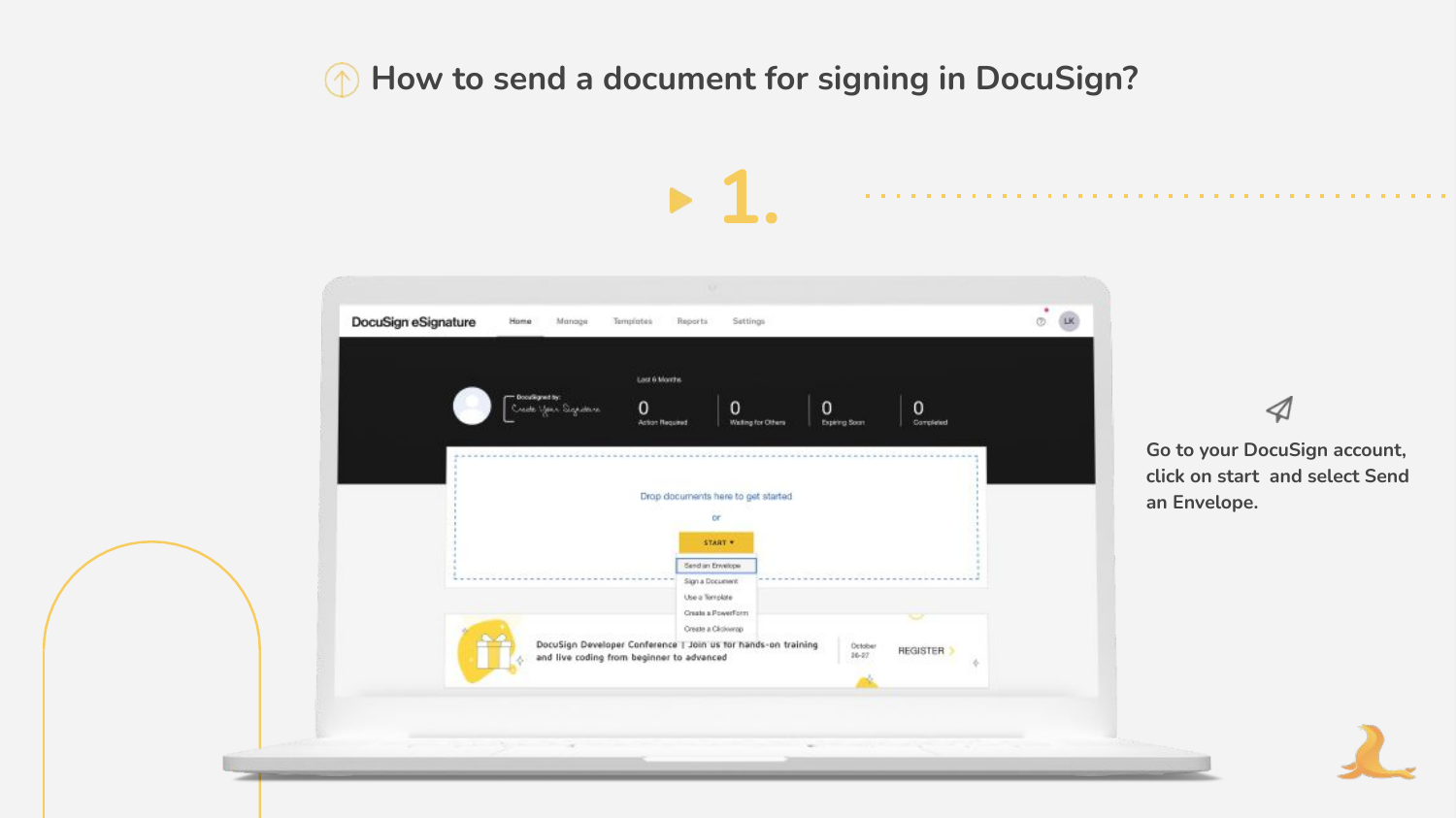## How to send a document for signing in DocuSign?

**1.**

Go to your DocuSign account, click on start and select Send an Envelope.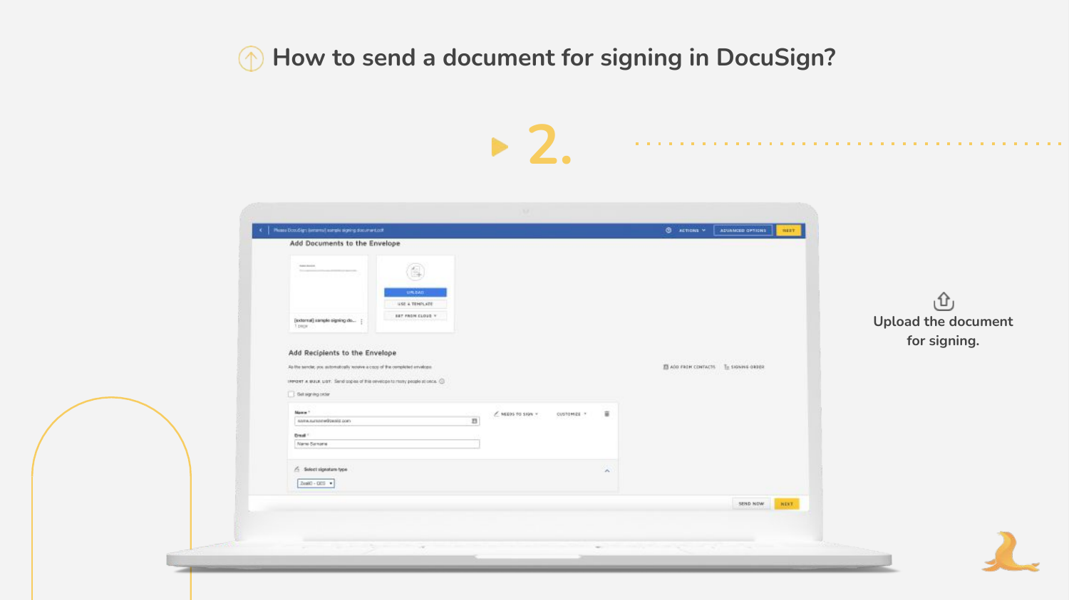# How to send a document for signing in DocuSign?

## 2.

Upload the document for signing.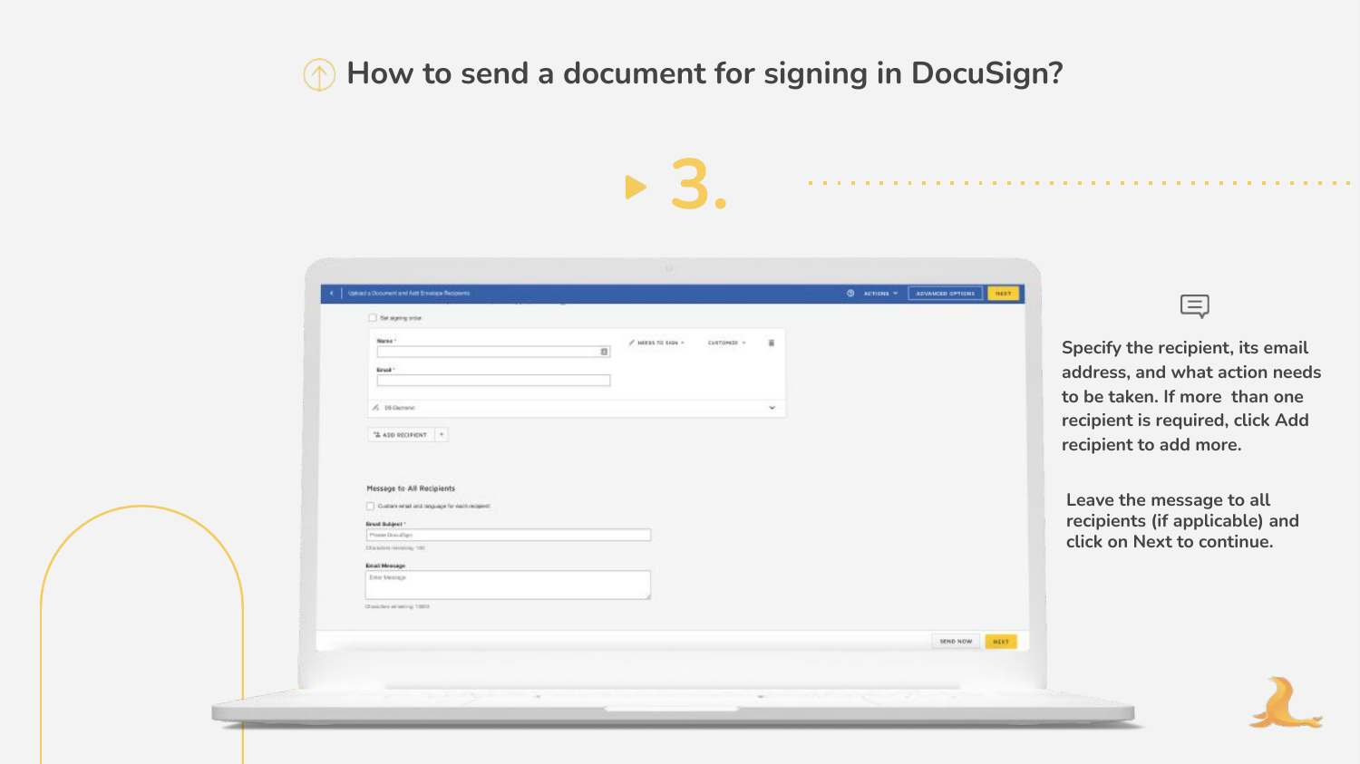# How to send a document for signing in DocuSign?

## 3.

Specify the recipient, its email address, and what action needs to be taken. If more than one recipient is required, click Add recipient to add more.

Leave the message to all recipients (if applicable) and click on Next to continue.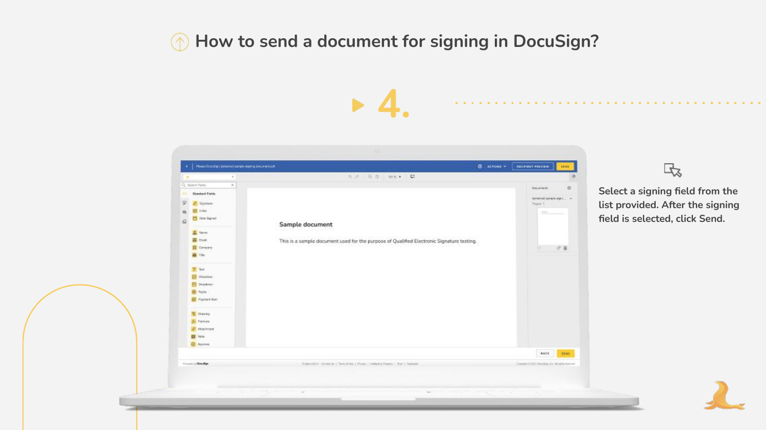# How to send a document for signing in DocuSign?

## 4.

Select a signing field from the list provided. After the signing field is selected, click Send.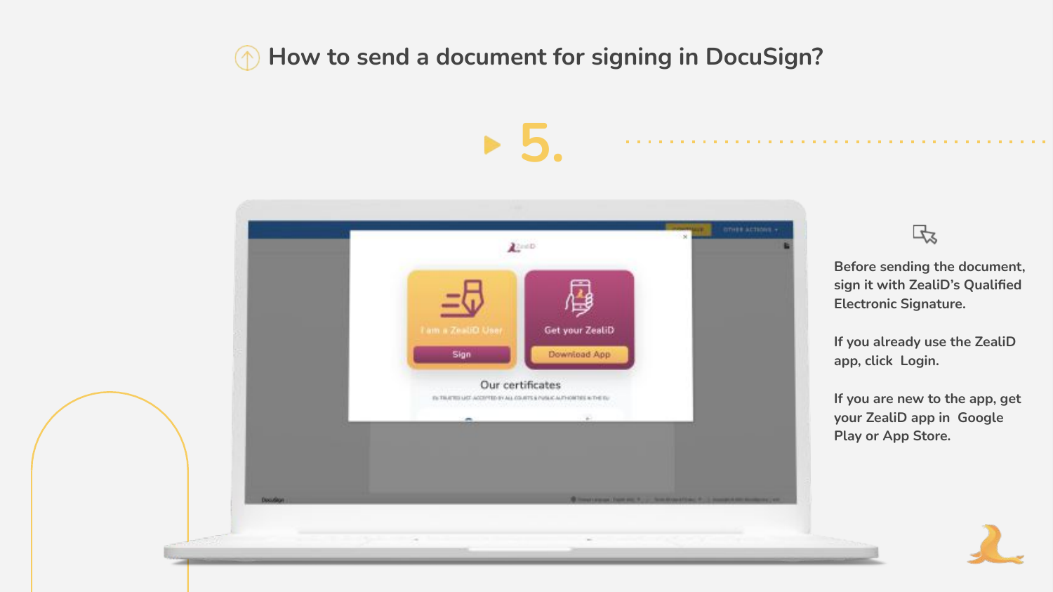# How to send a document for signing in DocuSign?

## 5.

Before sending the document, sign it with ZealiD's Qualified Electronic Signature.

If you already use the ZealiD app, click Login.

If you are new to the app, get your ZealiD app in Google Play or App Store.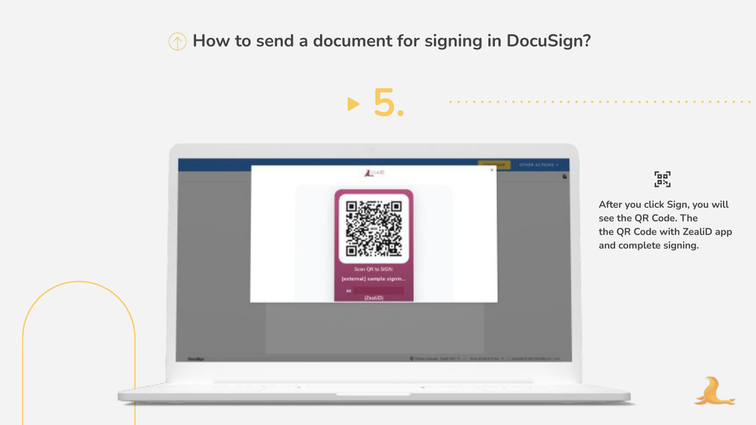# How to send a document for signing in DocuSign?

## 5.

After you click Sign, you will see the QR Code. The the QR Code with ZealiD app and complete signing.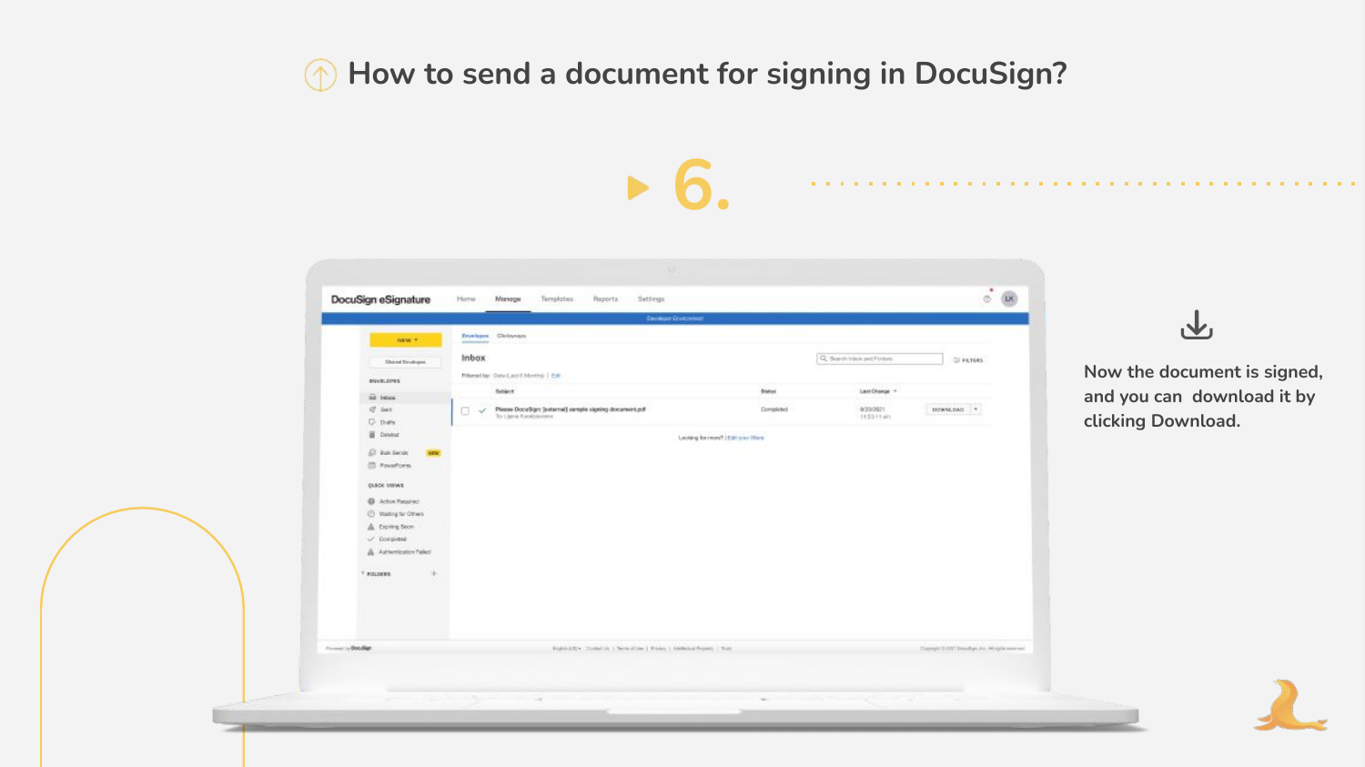# How to send a document for signing in DocuSign?

## 6.

Now the document is signed, and you can download it by clicking Download.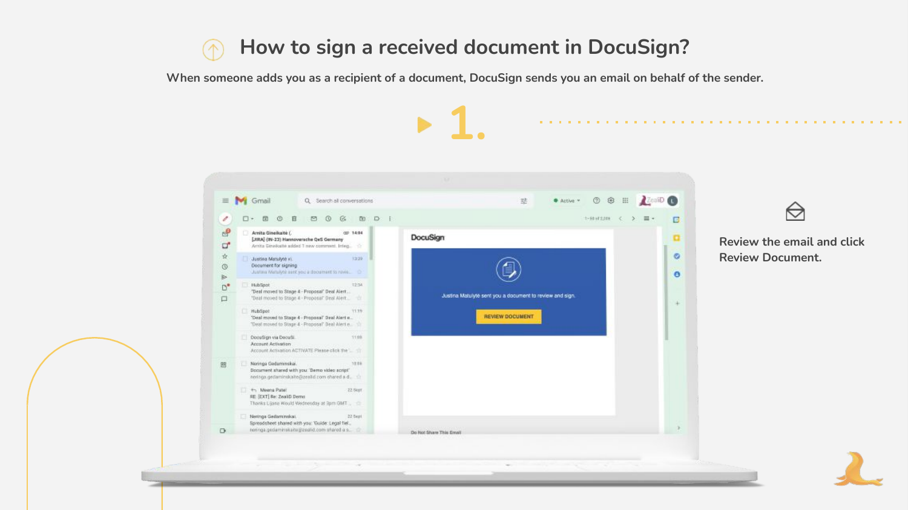# How to sign a received document in DocuSign?

When someone adds you as a recipient of a document, DocuSign sends you an email on behalf of the sender.

## 1.

Review the email and click Review Document.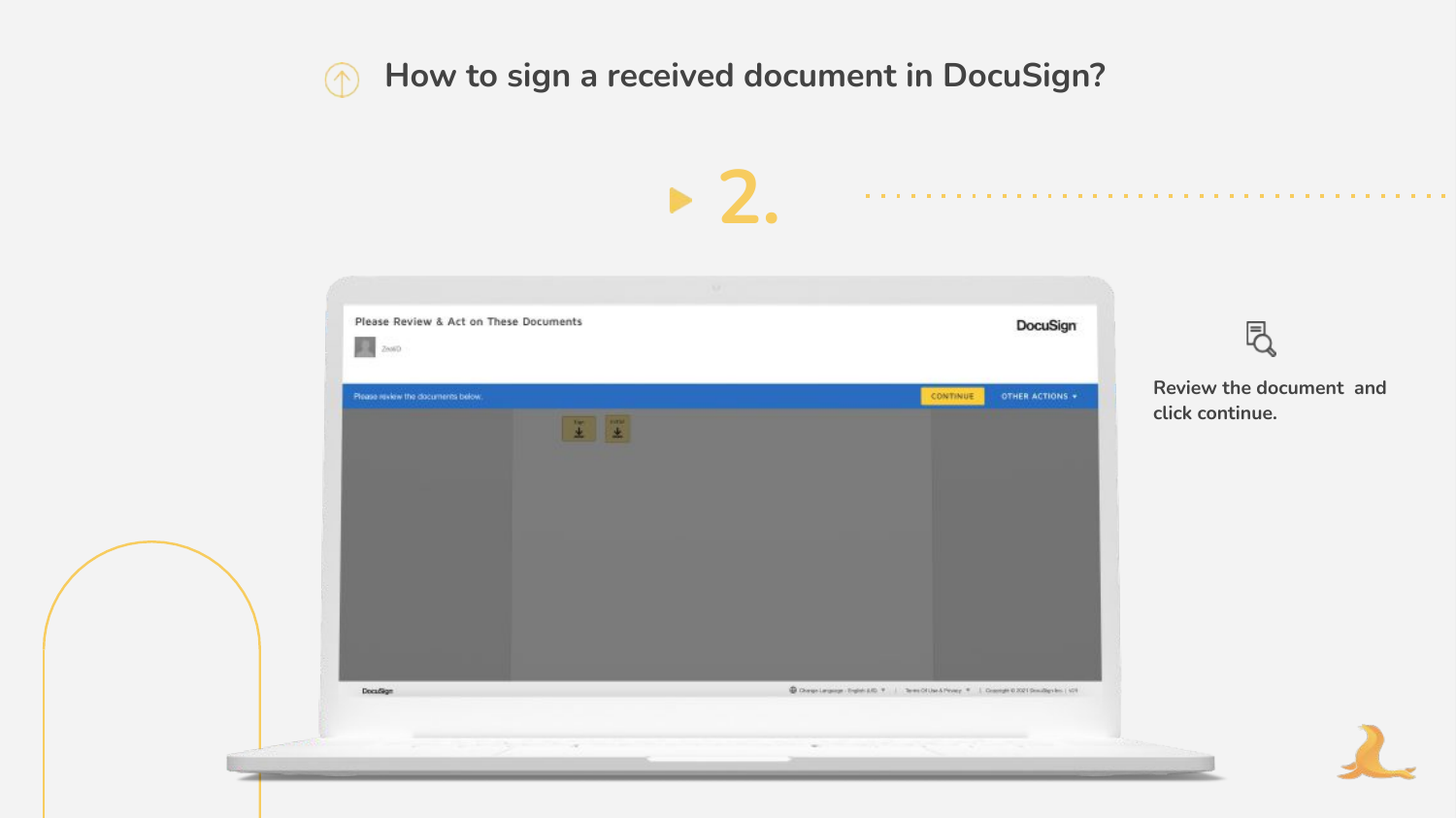# How to sign a received document in DocuSign?

## 2.

Review the document and click continue.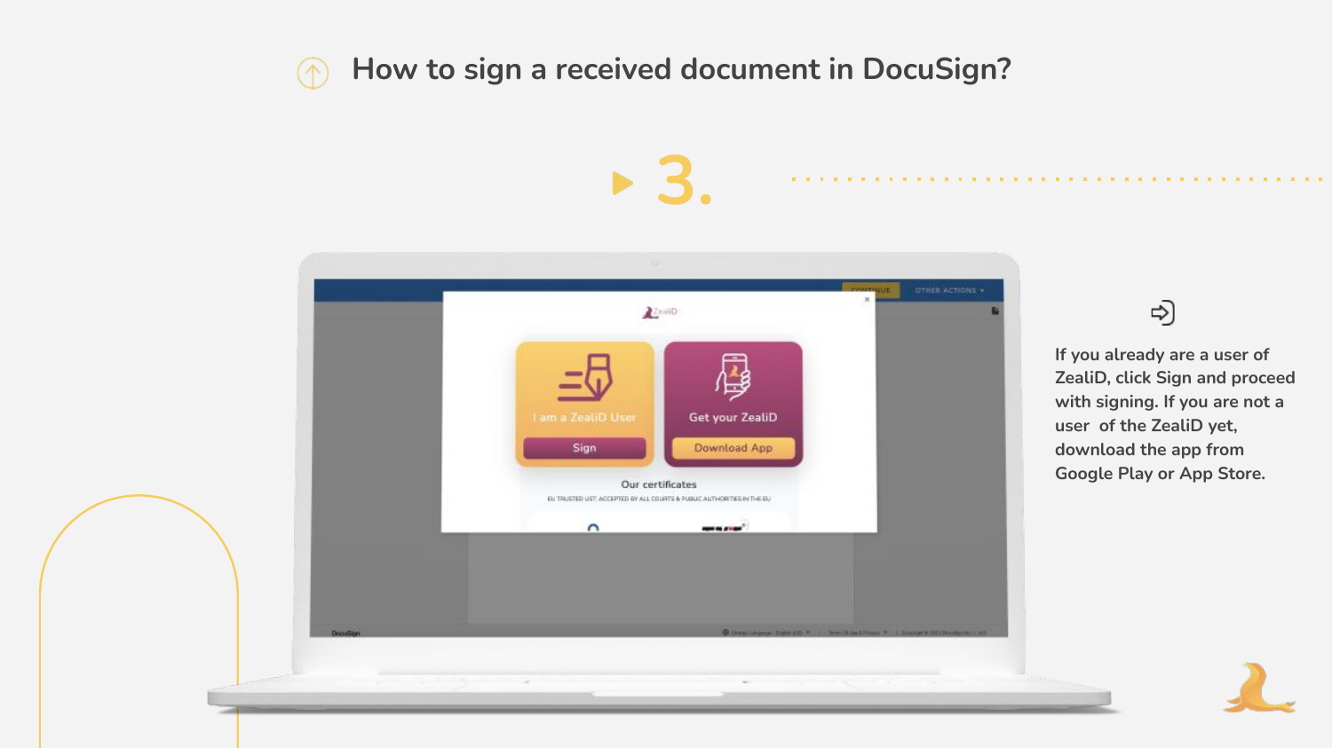# How to sign a received document in DocuSign?

## 3.

If you already are a user of ZealiD, click Sign and proceed with signing. If you are not a user of the ZealiD yet, download the app from Google Play or App Store.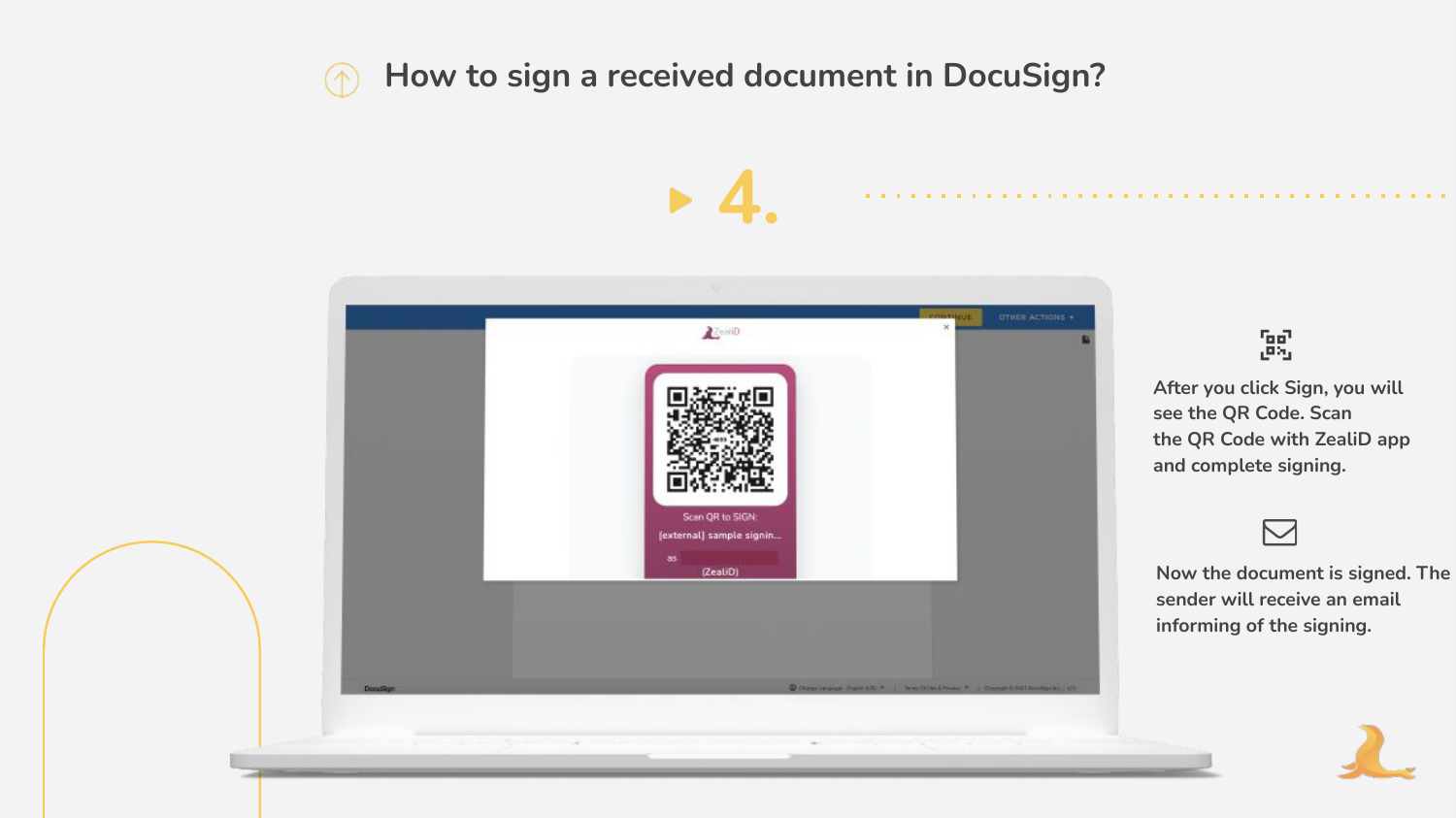# How to sign a received document in DocuSign?

## 4.

After you click Sign, you will see the QR Code. Scan the QR Code with ZealiD app and complete signing.

Now the document is signed. The sender will receive an email informing of the signing.